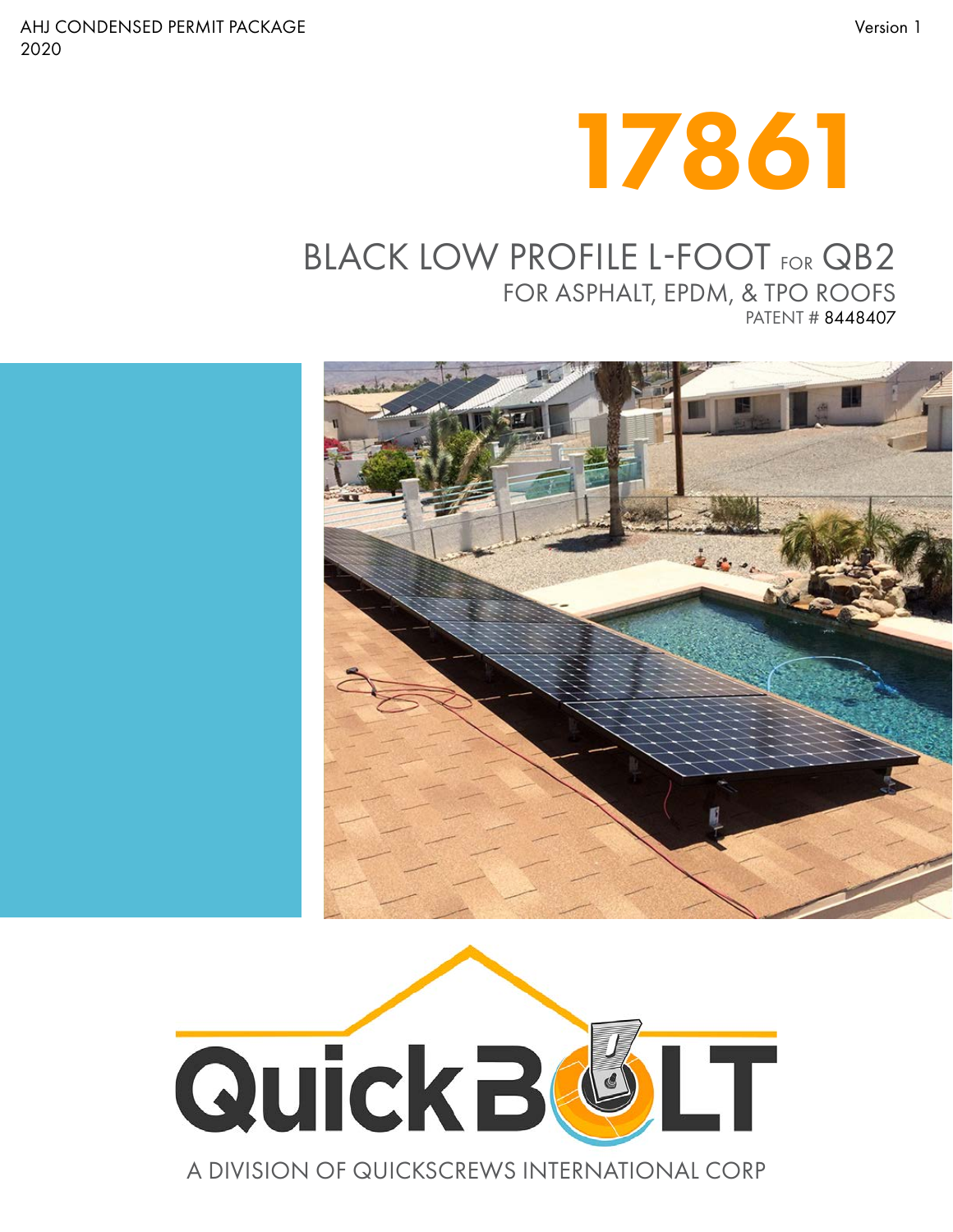AHJ CONDENSED PERMIT PACKAGE
2020

Version 1

# 17861

## BLACK LOW PROFILE L-FOOT FOR QB2

### FOR ASPHALT, EPDM, & TPO ROOFS

PATENT # 8448407

QuickBOLT

A DIVISION OF QUICKSCREWS INTERNATIONAL CORP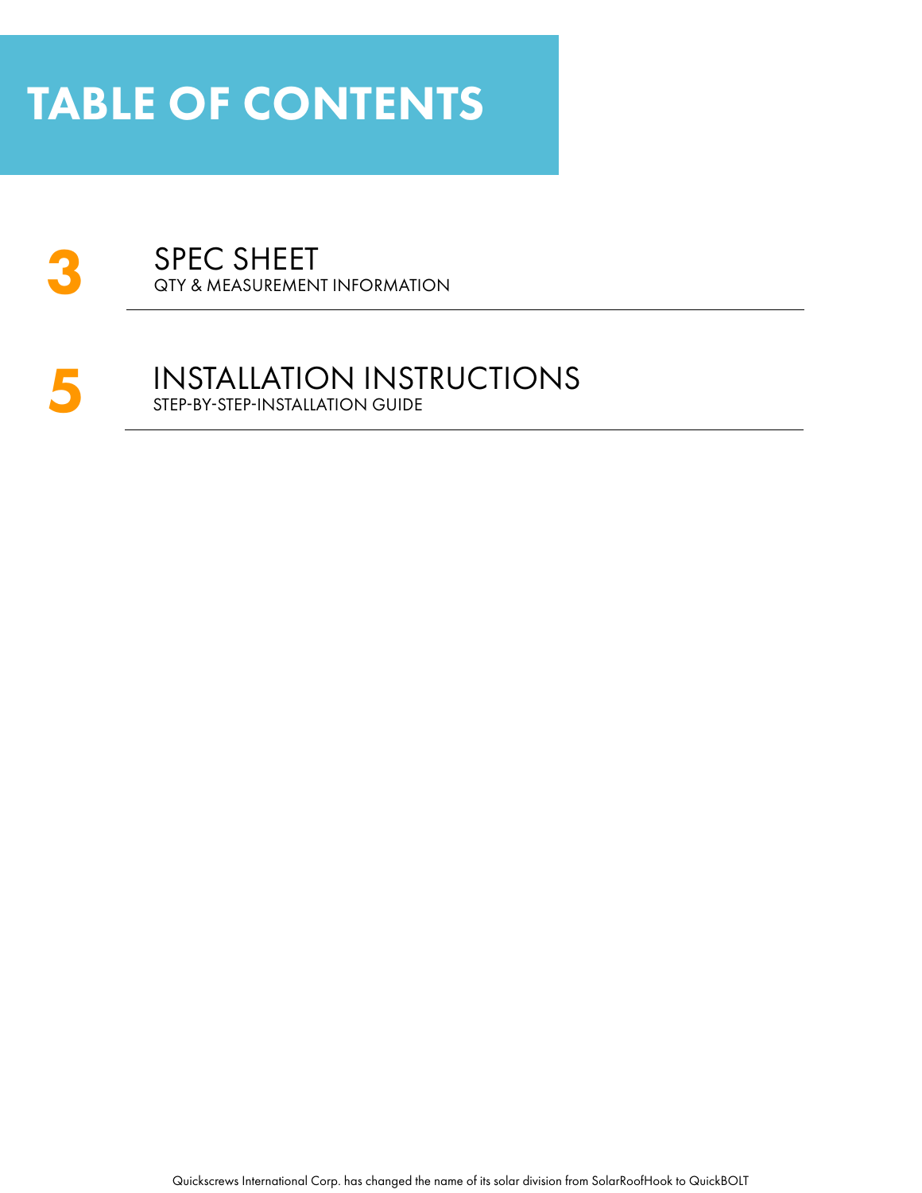# TABLE OF CONTENTS

**3** SPEC SHEET
QTY & MEASUREMENT INFORMATION

**5** INSTALLATION INSTRUCTIONS
STEP-BY-STEP-INSTALLATION GUIDE

Quickscrews International Corp. has changed the name of its solar division from SolarRoofHook to QuickBOLT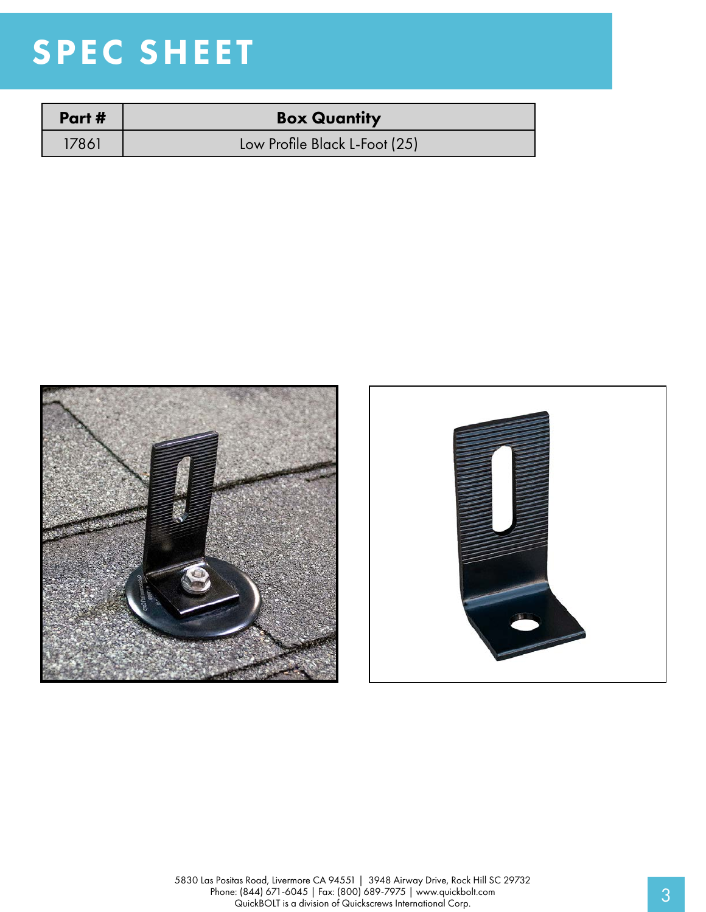# SPEC SHEET

| Part # | Box Quantity |
|---|---|
| 17861 | Low Profile Black L-Foot (25) |

5830 Las Positas Road, Livermore CA 94551 | 3948 Airway Drive, Rock Hill SC 29732
Phone: (844) 671-6045 | Fax: (800) 689-7975 | www.quickbolt.com
QuickBOLT is a division of Quickscrews International Corp.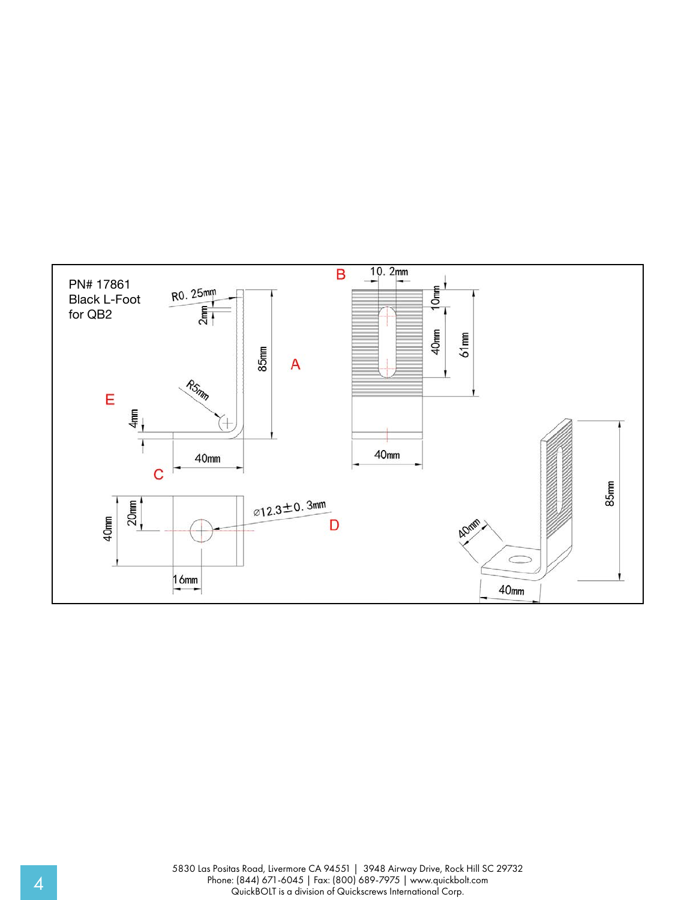PN# 17861
Black L-Foot
for QB2

R0. 25mm

2mm

85mm

A

B

10. 2mm

10mm

40mm

61mm

R5mm

E

4mm

40mm

40mm

C

40mm

20mm

⌀12.3±0. 3mm

D

16mm

40mm

85mm

40mm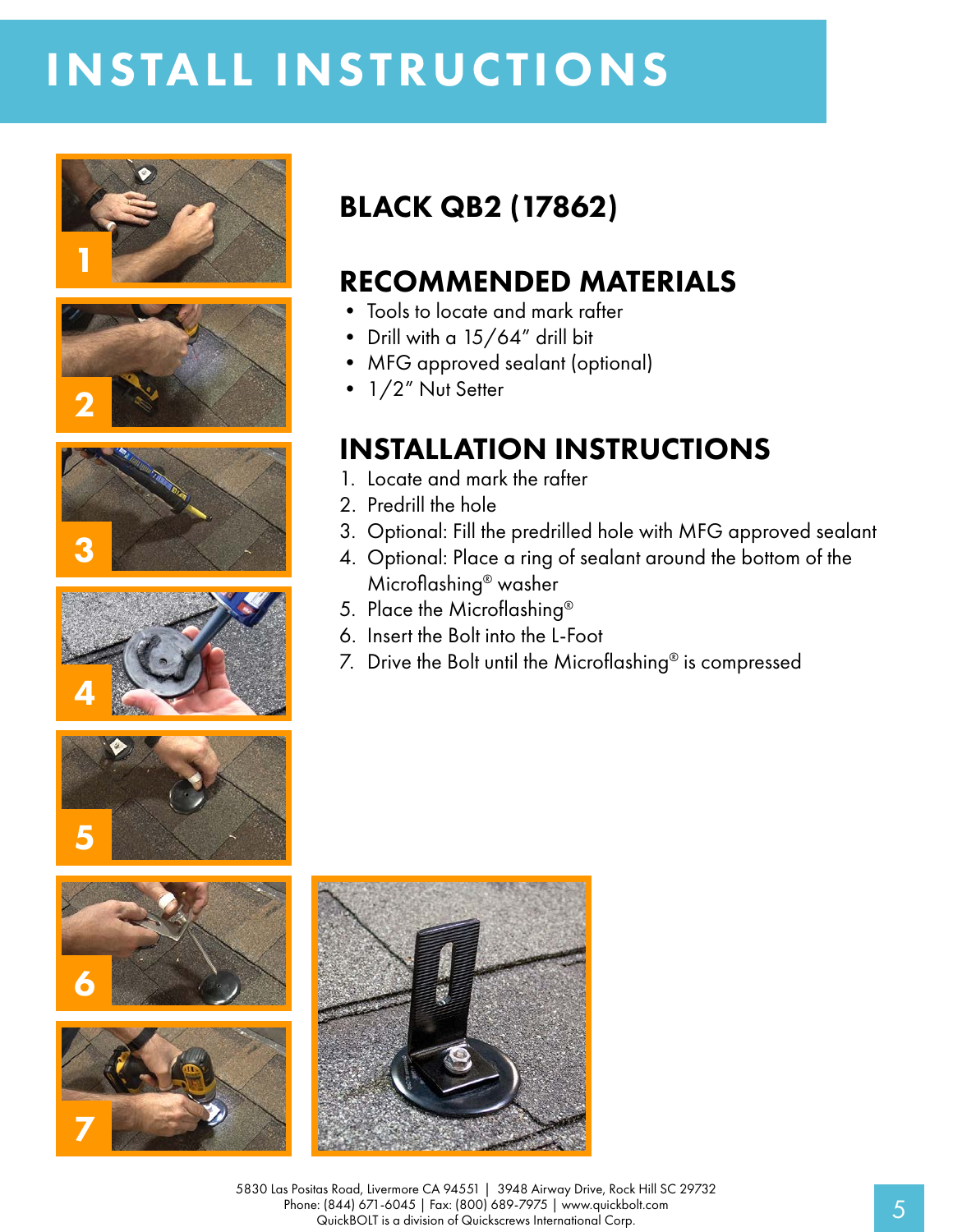# INSTALL INSTRUCTIONS

## BLACK QB2 (17862)

## RECOMMENDED MATERIALS

- Tools to locate and mark rafter
- Drill with a 15/64" drill bit
- MFG approved sealant (optional)
- 1/2" Nut Setter

## INSTALLATION INSTRUCTIONS

1. Locate and mark the rafter
2. Predrill the hole
3. Optional: Fill the predrilled hole with MFG approved sealant
4. Optional: Place a ring of sealant around the bottom of the Microflashing® washer
5. Place the Microflashing®
6. Insert the Bolt into the L-Foot
7. Drive the Bolt until the Microflashing® is compressed

5830 Las Positas Road, Livermore CA 94551 | 3948 Airway Drive, Rock Hill SC 29732
Phone: (844) 671-6045 | Fax: (800) 689-7975 | www.quickbolt.com
QuickBOLT is a division of Quickscrews International Corp.